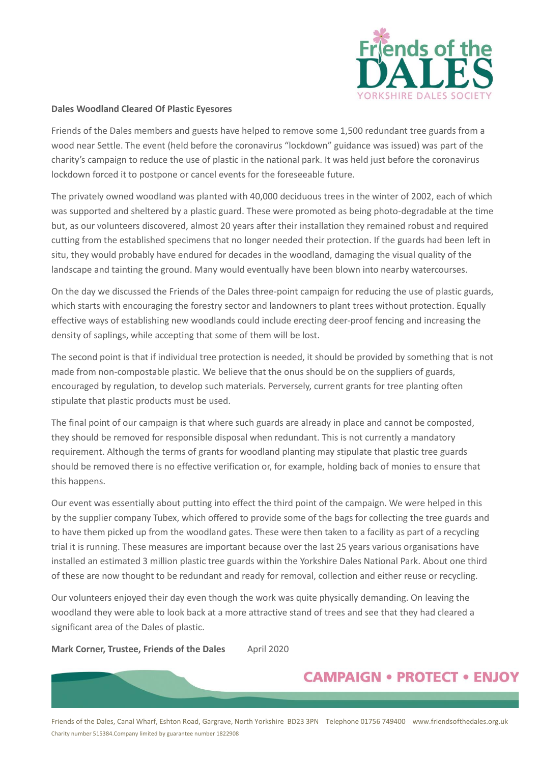**Dales Woodland Cleared Of Plastic Eyesores**

Friends of the Dales members and guests have helped to remove some 1,500 redundant tree guards from a wood near Settle. The event (held before the coronavirus "lockdown" guidance was issued) was part of the charity's campaign to reduce the use of plastic in the national park. It was held just before the coronavirus lockdown forced it to postpone or cancel events for the foreseeable future.

The privately owned woodland was planted with 40,000 deciduous trees in the winter of 2002, each of which was supported and sheltered by a plastic guard. These were promoted as being photo-degradable at the time but, as our volunteers discovered, almost 20 years after their installation they remained robust and required cutting from the established specimens that no longer needed their protection. If the guards had been left in situ, they would probably have endured for decades in the woodland, damaging the visual quality of the landscape and tainting the ground. Many would eventually have been blown into nearby watercourses.

On the day we discussed the Friends of the Dales three-point campaign for reducing the use of plastic guards, which starts with encouraging the forestry sector and landowners to plant trees without protection. Equally effective ways of establishing new woodlands could include erecting deer-proof fencing and increasing the density of saplings, while accepting that some of them will be lost.

The second point is that if individual tree protection is needed, it should be provided by something that is not made from non-compostable plastic. We believe that the onus should be on the suppliers of guards, encouraged by regulation, to develop such materials. Perversely, current grants for tree planting often stipulate that plastic products must be used.

The final point of our campaign is that where such guards are already in place and cannot be composted, they should be removed for responsible disposal when redundant. This is not currently a mandatory requirement. Although the terms of grants for woodland planting may stipulate that plastic tree guards should be removed there is no effective verification or, for example, holding back of monies to ensure that this happens.

Our event was essentially about putting into effect the third point of the campaign. We were helped in this by the supplier company Tubex, which offered to provide some of the bags for collecting the tree guards and to have them picked up from the woodland gates. These were then taken to a facility as part of a recycling trial it is running. These measures are important because over the last 25 years various organisations have installed an estimated 3 million plastic tree guards within the Yorkshire Dales National Park. About one third of these are now thought to be redundant and ready for removal, collection and either reuse or recycling.

Our volunteers enjoyed their day even though the work was quite physically demanding. On leaving the woodland they were able to look back at a more attractive stand of trees and see that they had cleared a significant area of the Dales of plastic.

**Mark Corner, Trustee, Friends of the Dales** April 2020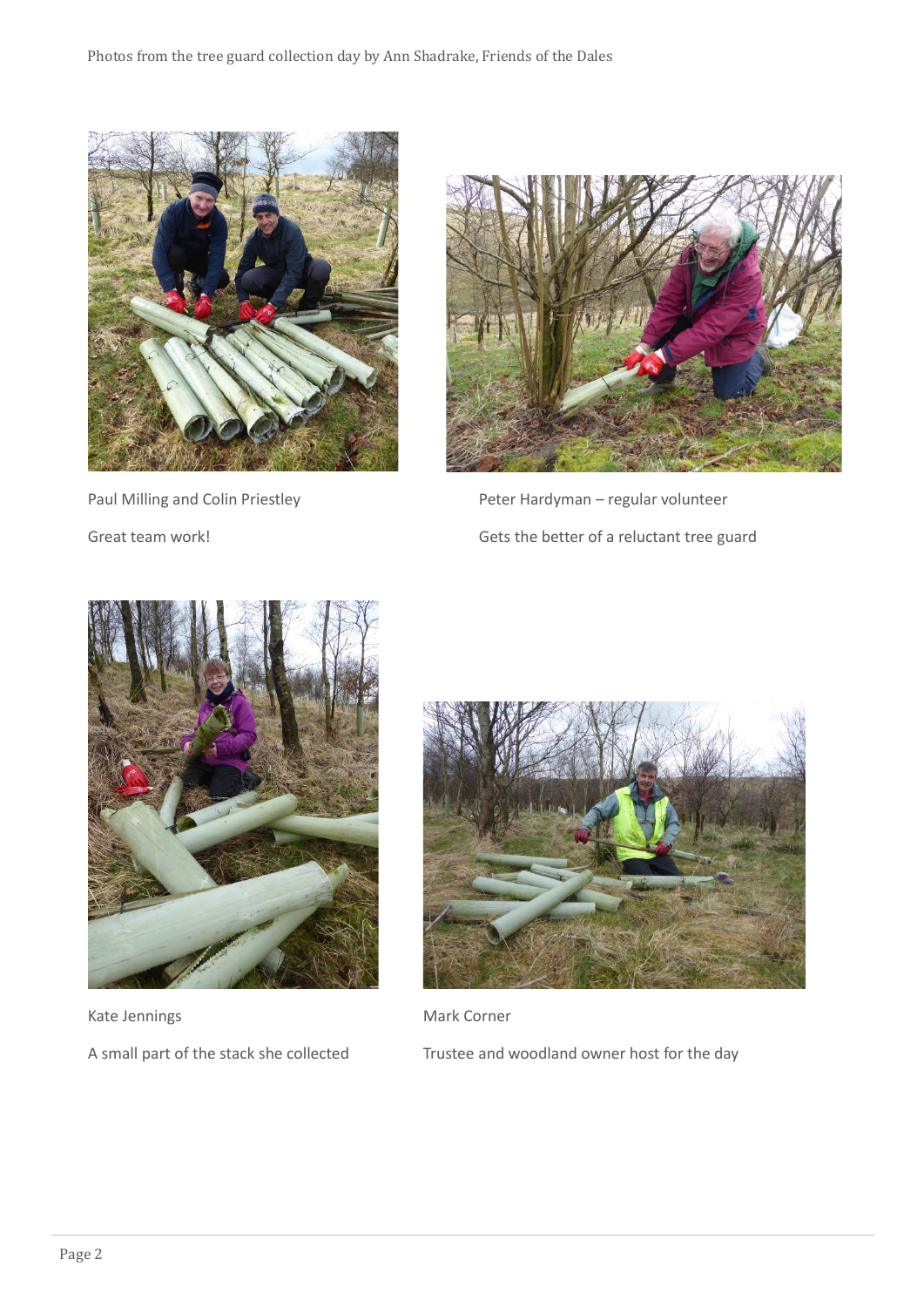Photos from the tree guard collection day by Ann Shadrake, Friends of the Dales

Paul Milling and Colin Priestley

Great team work!

Peter Hardyman – regular volunteer

Gets the better of a reluctant tree guard

Kate Jennings

A small part of the stack she collected

Mark Corner

Trustee and woodland owner host for the day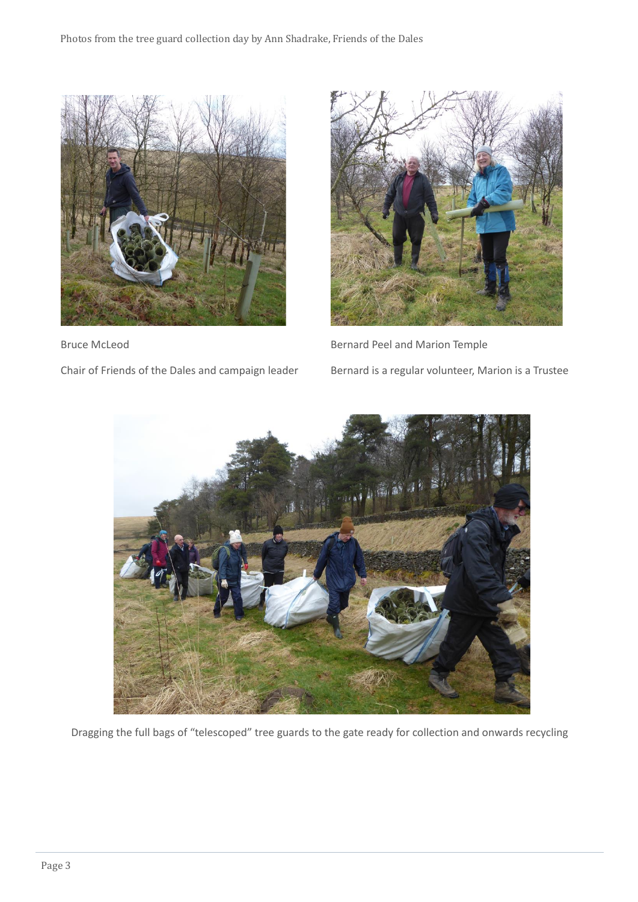Photos from the tree guard collection day by Ann Shadrake, Friends of the Dales

Bruce McLeod

Chair of Friends of the Dales and campaign leader

Bernard Peel and Marion Temple

Bernard is a regular volunteer, Marion is a Trustee

Dragging the full bags of "telescoped" tree guards to the gate ready for collection and onwards recycling